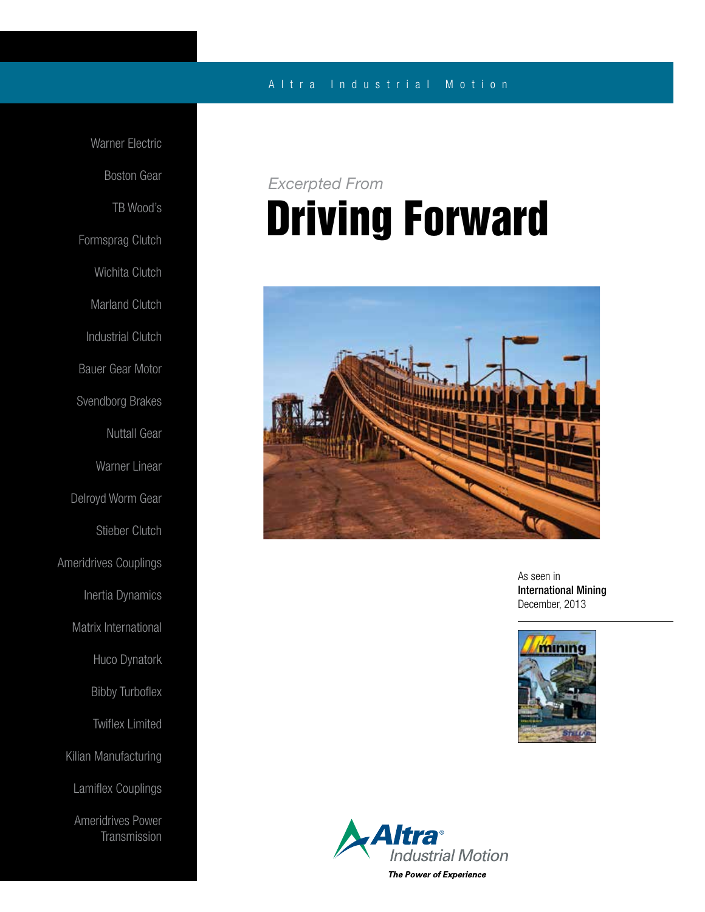Altra Industrial Motion

Warner Electric

Boston Gear

TB Wood's

Formsprag Clutch

Wichita Clutch

Marland Clutch

Industrial Clutch

Bauer Gear Motor

Svendborg Brakes

Nuttall Gear

Warner Linear

Delroyd Worm Gear

Stieber Clutch

Ameridrives Couplings

Inertia Dynamics

Matrix International

Huco Dynatork

Bibby Turboflex

Twiflex Limited

Kilian Manufacturing

Lamiflex Couplings

Ameridrives Power Transmission

*Excerpted From*

# Driving Forward

As seen in
**International Mining**
December, 2013

Altra Industrial Motion

***The Power of Experience***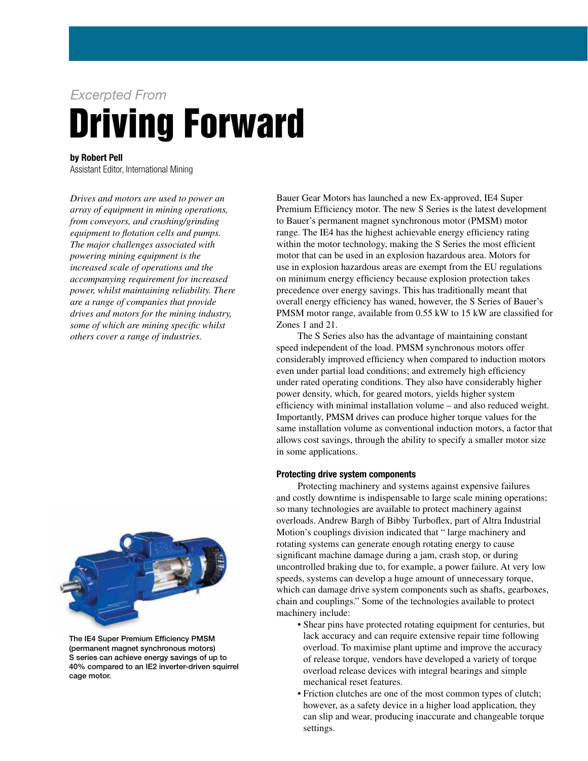*Excerpted From*

# Driving Forward

**by Robert Pell**
Assistant Editor, International Mining

*Drives and motors are used to power an array of equipment in mining operations, from conveyors, and crushing/grinding equipment to flotation cells and pumps. The major challenges associated with powering mining equipment is the increased scale of operations and the accompanying requirement for increased power, whilst maintaining reliability. There are a range of companies that provide drives and motors for the mining industry, some of which are mining specific whilst others cover a range of industries.*

Bauer Gear Motors has launched a new Ex-approved, IE4 Super Premium Efficiency motor. The new S Series is the latest development to Bauer's permanent magnet synchronous motor (PMSM) motor range. The IE4 has the highest achievable energy efficiency rating within the motor technology, making the S Series the most efficient motor that can be used in an explosion hazardous area. Motors for use in explosion hazardous areas are exempt from the EU regulations on minimum energy efficiency because explosion protection takes precedence over energy savings. This has traditionally meant that overall energy efficiency has waned, however, the S Series of Bauer's PMSM motor range, available from 0.55 kW to 15 kW are classified for Zones 1 and 21.

The S Series also has the advantage of maintaining constant speed independent of the load. PMSM synchronous motors offer considerably improved efficiency when compared to induction motors even under partial load conditions; and extremely high efficiency under rated operating conditions. They also have considerably higher power density, which, for geared motors, yields higher system efficiency with minimal installation volume – and also reduced weight. Importantly, PMSM drives can produce higher torque values for the same installation volume as conventional induction motors, a factor that allows cost savings, through the ability to specify a smaller motor size in some applications.

The IE4 Super Premium Efficiency PMSM (permanent magnet synchronous motors) S series can achieve energy savings of up to 40% compared to an IE2 inverter-driven squirrel cage motor.

#### Protecting drive system components

Protecting machinery and systems against expensive failures and costly downtime is indispensable to large scale mining operations; so many technologies are available to protect machinery against overloads. Andrew Bargh of Bibby Turboflex, part of Altra Industrial Motion's couplings division indicated that " large machinery and rotating systems can generate enough rotating energy to cause significant machine damage during a jam, crash stop, or during uncontrolled braking due to, for example, a power failure. At very low speeds, systems can develop a huge amount of unnecessary torque, which can damage drive system components such as shafts, gearboxes, chain and couplings." Some of the technologies available to protect machinery include:

- Shear pins have protected rotating equipment for centuries, but lack accuracy and can require extensive repair time following overload. To maximise plant uptime and improve the accuracy of release torque, vendors have developed a variety of torque overload release devices with integral bearings and simple mechanical reset features.
- Friction clutches are one of the most common types of clutch; however, as a safety device in a higher load application, they can slip and wear, producing inaccurate and changeable torque settings.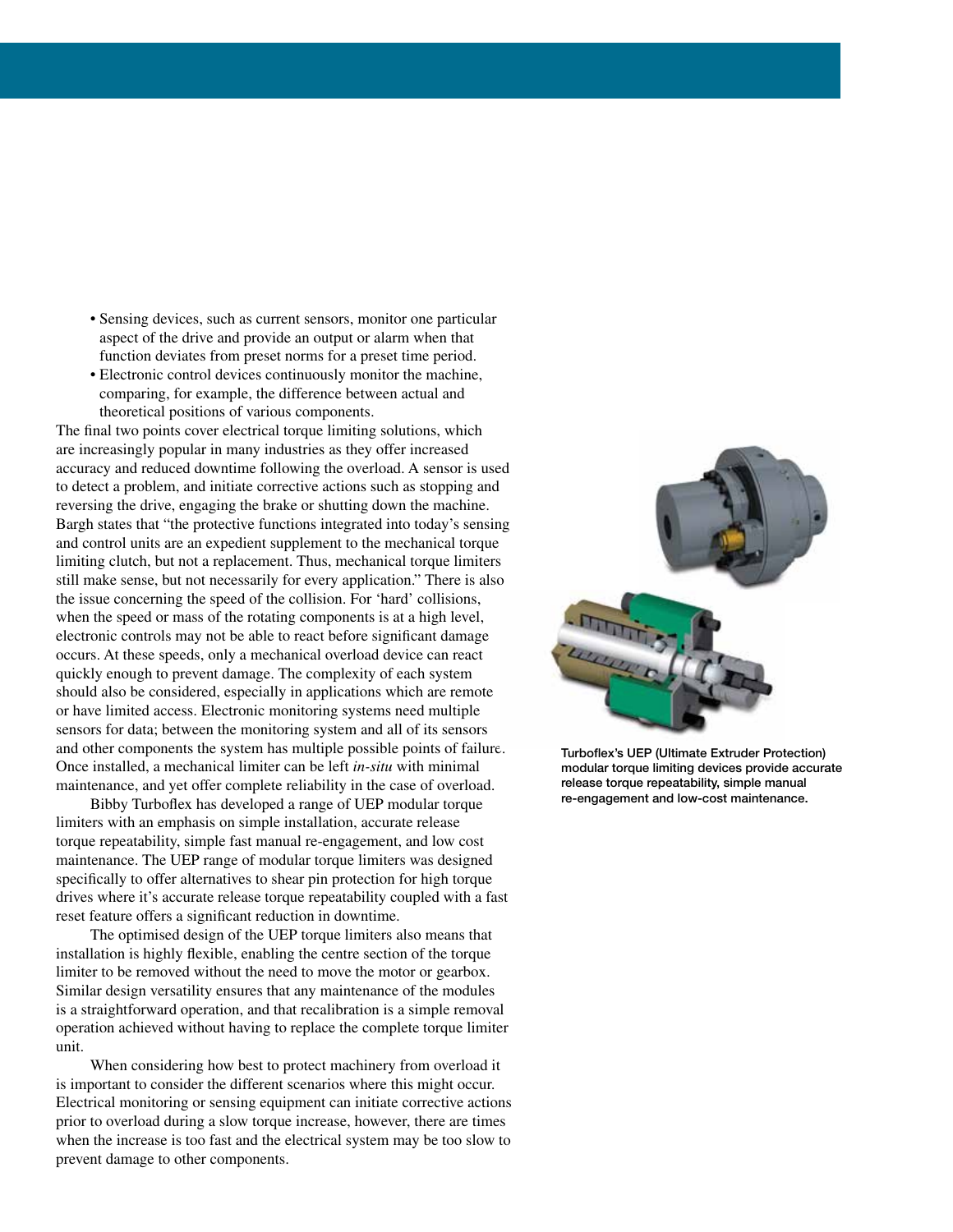- Sensing devices, such as current sensors, monitor one particular aspect of the drive and provide an output or alarm when that function deviates from preset norms for a preset time period.
- Electronic control devices continuously monitor the machine, comparing, for example, the difference between actual and theoretical positions of various components.

The final two points cover electrical torque limiting solutions, which are increasingly popular in many industries as they offer increased accuracy and reduced downtime following the overload. A sensor is used to detect a problem, and initiate corrective actions such as stopping and reversing the drive, engaging the brake or shutting down the machine. Bargh states that "the protective functions integrated into today's sensing and control units are an expedient supplement to the mechanical torque limiting clutch, but not a replacement. Thus, mechanical torque limiters still make sense, but not necessarily for every application." There is also the issue concerning the speed of the collision. For 'hard' collisions, when the speed or mass of the rotating components is at a high level, electronic controls may not be able to react before significant damage occurs. At these speeds, only a mechanical overload device can react quickly enough to prevent damage. The complexity of each system should also be considered, especially in applications which are remote or have limited access. Electronic monitoring systems need multiple sensors for data; between the monitoring system and all of its sensors and other components the system has multiple possible points of failure. Once installed, a mechanical limiter can be left *in-situ* with minimal maintenance, and yet offer complete reliability in the case of overload.

Bibby Turboflex has developed a range of UEP modular torque limiters with an emphasis on simple installation, accurate release torque repeatability, simple fast manual re-engagement, and low cost maintenance. The UEP range of modular torque limiters was designed specifically to offer alternatives to shear pin protection for high torque drives where it's accurate release torque repeatability coupled with a fast reset feature offers a significant reduction in downtime.

The optimised design of the UEP torque limiters also means that installation is highly flexible, enabling the centre section of the torque limiter to be removed without the need to move the motor or gearbox. Similar design versatility ensures that any maintenance of the modules is a straightforward operation, and that recalibration is a simple removal operation achieved without having to replace the complete torque limiter unit.

When considering how best to protect machinery from overload it is important to consider the different scenarios where this might occur. Electrical monitoring or sensing equipment can initiate corrective actions prior to overload during a slow torque increase, however, there are times when the increase is too fast and the electrical system may be too slow to prevent damage to other components.

**Turboflex's UEP (Ultimate Extruder Protection) modular torque limiting devices provide accurate release torque repeatability, simple manual re-engagement and low-cost maintenance.**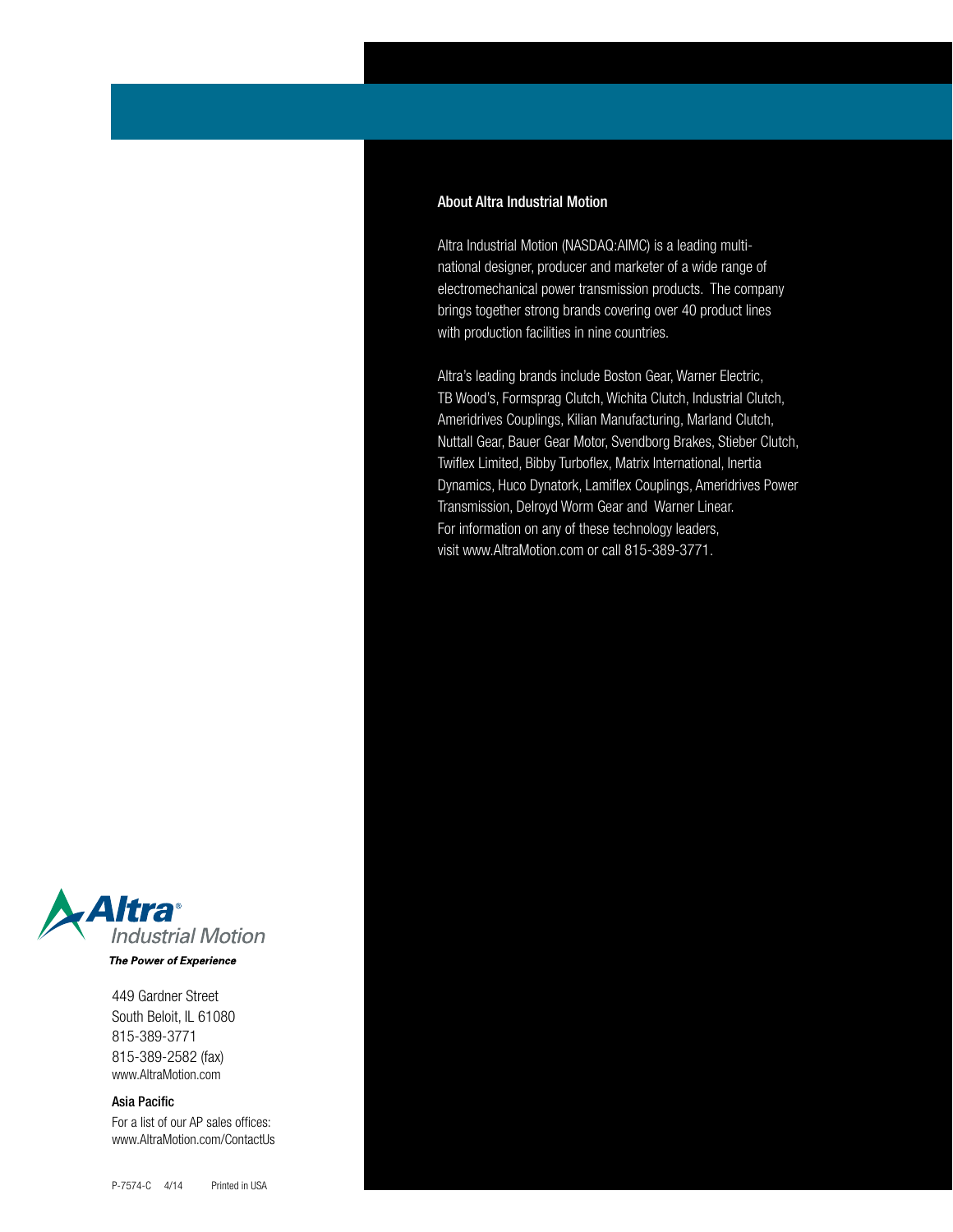## About Altra Industrial Motion

Altra Industrial Motion (NASDAQ:AIMC) is a leading multi-national designer, producer and marketer of a wide range of electromechanical power transmission products. The company brings together strong brands covering over 40 product lines with production facilities in nine countries.

Altra's leading brands include Boston Gear, Warner Electric, TB Wood's, Formsprag Clutch, Wichita Clutch, Industrial Clutch, Ameridrives Couplings, Kilian Manufacturing, Marland Clutch, Nuttall Gear, Bauer Gear Motor, Svendborg Brakes, Stieber Clutch, Twiflex Limited, Bibby Turboflex, Matrix International, Inertia Dynamics, Huco Dynatork, Lamiflex Couplings, Ameridrives Power Transmission, Delroyd Worm Gear and Warner Linear. For information on any of these technology leaders, visit www.AltraMotion.com or call 815-389-3771.

Altra® Industrial Motion

***The Power of Experience***

449 Gardner Street
South Beloit, IL 61080
815-389-3771
815-389-2582 (fax)
www.AltraMotion.com

**Asia Pacific**

For a list of our AP sales offices:
www.AltraMotion.com/ContactUs

P-7574-C 4/14 Printed in USA